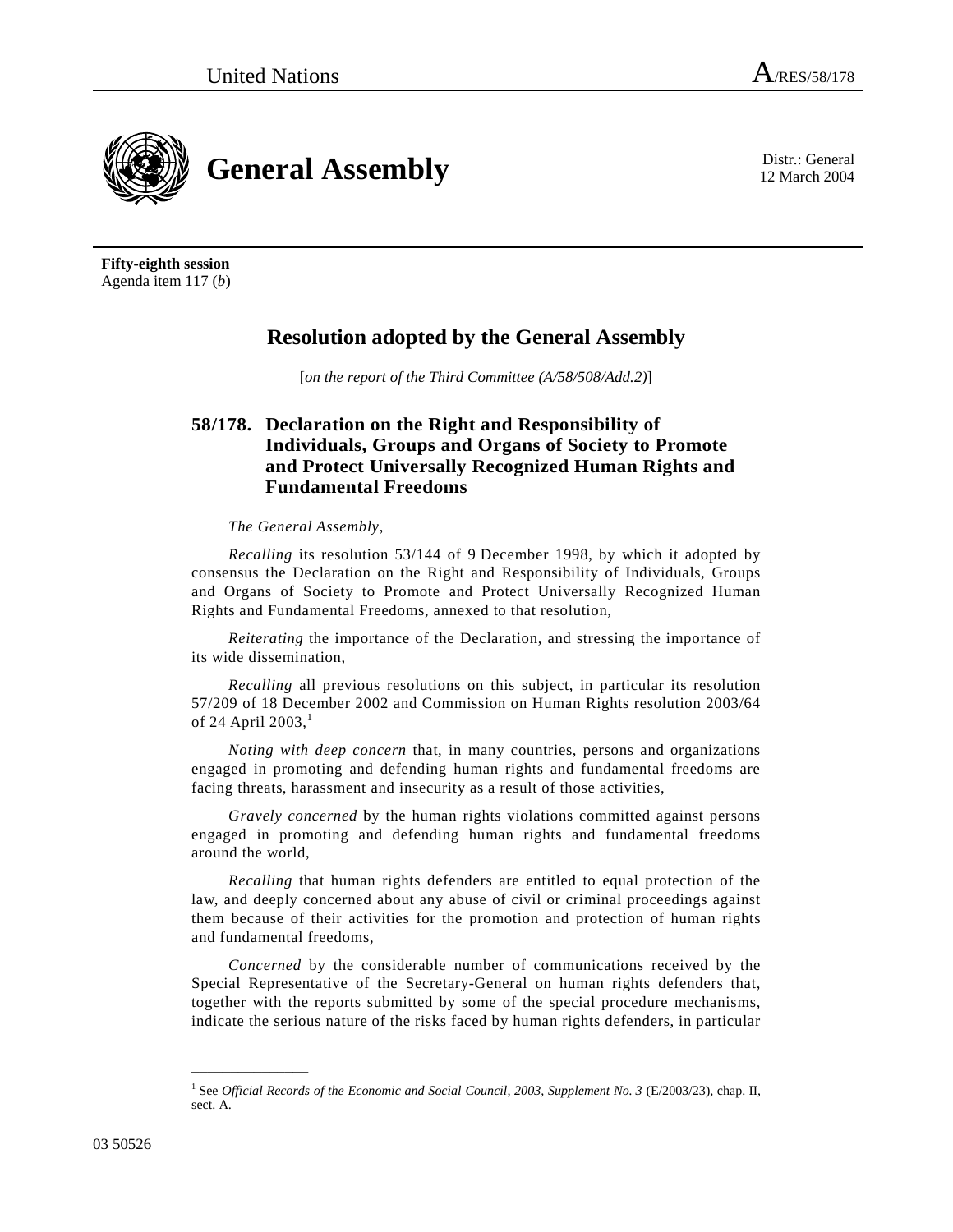United Nations A/RES/58/178

# General Assembly

Distr.: General
12 March 2004

**Fifty-eighth session**
Agenda item 117 (*b*)

## Resolution adopted by the General Assembly

[*on the report of the Third Committee (A/58/508/Add.2)*]

### 58/178. Declaration on the Right and Responsibility of Individuals, Groups and Organs of Society to Promote and Protect Universally Recognized Human Rights and Fundamental Freedoms

*The General Assembly*,

*Recalling* its resolution 53/144 of 9 December 1998, by which it adopted by consensus the Declaration on the Right and Responsibility of Individuals, Groups and Organs of Society to Promote and Protect Universally Recognized Human Rights and Fundamental Freedoms, annexed to that resolution,

*Reiterating* the importance of the Declaration, and stressing the importance of its wide dissemination,

*Recalling* all previous resolutions on this subject, in particular its resolution 57/209 of 18 December 2002 and Commission on Human Rights resolution 2003/64 of 24 April 2003,[1]

*Noting with deep concern* that, in many countries, persons and organizations engaged in promoting and defending human rights and fundamental freedoms are facing threats, harassment and insecurity as a result of those activities,

*Gravely concerned* by the human rights violations committed against persons engaged in promoting and defending human rights and fundamental freedoms around the world,

*Recalling* that human rights defenders are entitled to equal protection of the law, and deeply concerned about any abuse of civil or criminal proceedings against them because of their activities for the promotion and protection of human rights and fundamental freedoms,

*Concerned* by the considerable number of communications received by the Special Representative of the Secretary-General on human rights defenders that, together with the reports submitted by some of the special procedure mechanisms, indicate the serious nature of the risks faced by human rights defenders, in particular

---

[1] See *Official Records of the Economic and Social Council, 2003, Supplement No. 3* (E/2003/23), chap. II, sect. A.

03 50526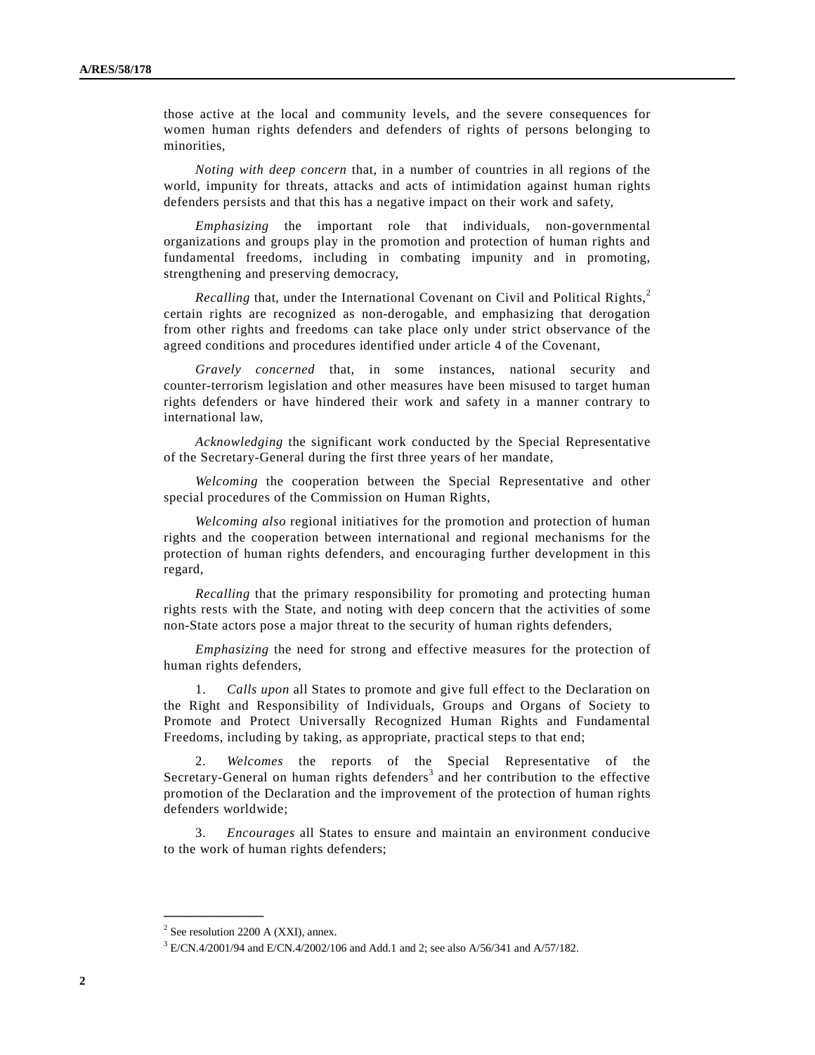those active at the local and community levels, and the severe consequences for women human rights defenders and defenders of rights of persons belonging to minorities,

*Noting with deep concern* that, in a number of countries in all regions of the world, impunity for threats, attacks and acts of intimidation against human rights defenders persists and that this has a negative impact on their work and safety,

*Emphasizing* the important role that individuals, non-governmental organizations and groups play in the promotion and protection of human rights and fundamental freedoms, including in combating impunity and in promoting, strengthening and preserving democracy,

*Recalling* that, under the International Covenant on Civil and Political Rights,[2] certain rights are recognized as non-derogable, and emphasizing that derogation from other rights and freedoms can take place only under strict observance of the agreed conditions and procedures identified under article 4 of the Covenant,

*Gravely concerned* that, in some instances, national security and counter-terrorism legislation and other measures have been misused to target human rights defenders or have hindered their work and safety in a manner contrary to international law,

*Acknowledging* the significant work conducted by the Special Representative of the Secretary-General during the first three years of her mandate,

*Welcoming* the cooperation between the Special Representative and other special procedures of the Commission on Human Rights,

*Welcoming also* regional initiatives for the promotion and protection of human rights and the cooperation between international and regional mechanisms for the protection of human rights defenders, and encouraging further development in this regard,

*Recalling* that the primary responsibility for promoting and protecting human rights rests with the State, and noting with deep concern that the activities of some non-State actors pose a major threat to the security of human rights defenders,

*Emphasizing* the need for strong and effective measures for the protection of human rights defenders,

1. *Calls upon* all States to promote and give full effect to the Declaration on the Right and Responsibility of Individuals, Groups and Organs of Society to Promote and Protect Universally Recognized Human Rights and Fundamental Freedoms, including by taking, as appropriate, practical steps to that end;

2. *Welcomes* the reports of the Special Representative of the Secretary-General on human rights defenders[3] and her contribution to the effective promotion of the Declaration and the improvement of the protection of human rights defenders worldwide;

3. *Encourages* all States to ensure and maintain an environment conducive to the work of human rights defenders;

---

[2] See resolution 2200 A (XXI), annex.

[3] E/CN.4/2001/94 and E/CN.4/2002/106 and Add.1 and 2; see also A/56/341 and A/57/182.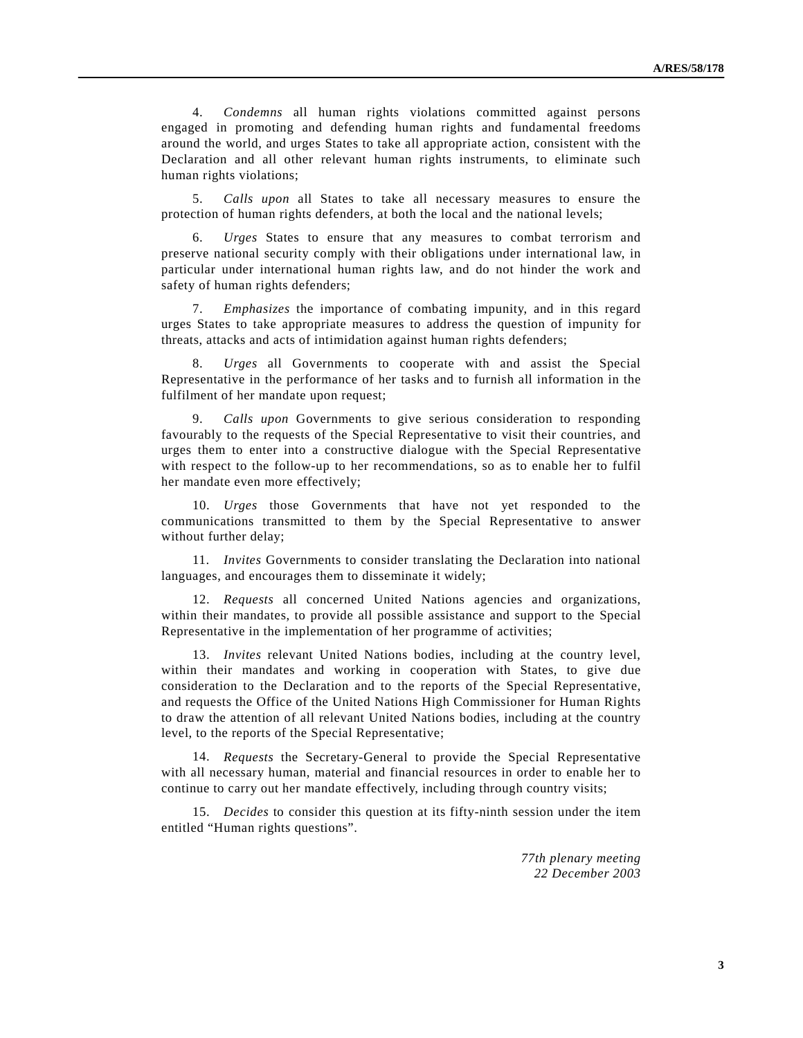4. *Condemns* all human rights violations committed against persons engaged in promoting and defending human rights and fundamental freedoms around the world, and urges States to take all appropriate action, consistent with the Declaration and all other relevant human rights instruments, to eliminate such human rights violations;

5. *Calls upon* all States to take all necessary measures to ensure the protection of human rights defenders, at both the local and the national levels;

6. *Urges* States to ensure that any measures to combat terrorism and preserve national security comply with their obligations under international law, in particular under international human rights law, and do not hinder the work and safety of human rights defenders;

7. *Emphasizes* the importance of combating impunity, and in this regard urges States to take appropriate measures to address the question of impunity for threats, attacks and acts of intimidation against human rights defenders;

8. *Urges* all Governments to cooperate with and assist the Special Representative in the performance of her tasks and to furnish all information in the fulfilment of her mandate upon request;

9. *Calls upon* Governments to give serious consideration to responding favourably to the requests of the Special Representative to visit their countries, and urges them to enter into a constructive dialogue with the Special Representative with respect to the follow-up to her recommendations, so as to enable her to fulfil her mandate even more effectively;

10. *Urges* those Governments that have not yet responded to the communications transmitted to them by the Special Representative to answer without further delay;

11. *Invites* Governments to consider translating the Declaration into national languages, and encourages them to disseminate it widely;

12. *Requests* all concerned United Nations agencies and organizations, within their mandates, to provide all possible assistance and support to the Special Representative in the implementation of her programme of activities;

13. *Invites* relevant United Nations bodies, including at the country level, within their mandates and working in cooperation with States, to give due consideration to the Declaration and to the reports of the Special Representative, and requests the Office of the United Nations High Commissioner for Human Rights to draw the attention of all relevant United Nations bodies, including at the country level, to the reports of the Special Representative;

14. *Requests* the Secretary-General to provide the Special Representative with all necessary human, material and financial resources in order to enable her to continue to carry out her mandate effectively, including through country visits;

15. *Decides* to consider this question at its fifty-ninth session under the item entitled "Human rights questions".

*77th plenary meeting*
*22 December 2003*